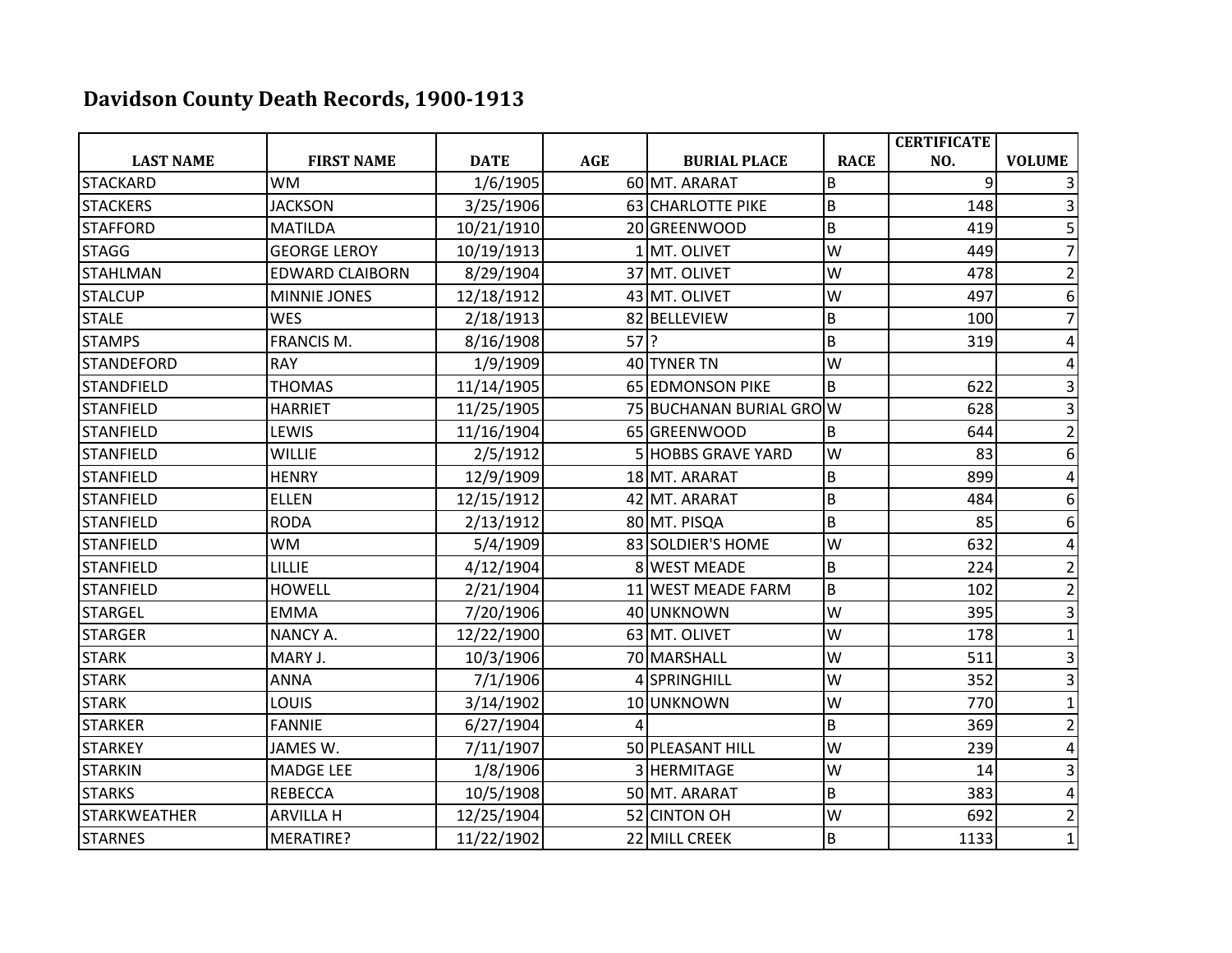# Davidson County Death Records, 1900-1913

| LAST NAME | FIRST NAME | DATE | AGE | BURIAL PLACE | RACE | CERTIFICATE NO. | VOLUME |
|---|---|---|---|---|---|---|---|
| STACKARD | WM | 1/6/1905 | 60 | MT. ARARAT | B | 9 | 3 |
| STACKERS | JACKSON | 3/25/1906 | 63 | CHARLOTTE PIKE | B | 148 | 3 |
| STAFFORD | MATILDA | 10/21/1910 | 20 | GREENWOOD | B | 419 | 5 |
| STAGG | GEORGE LEROY | 10/19/1913 | 1 | MT. OLIVET | W | 449 | 7 |
| STAHLMAN | EDWARD CLAIBORN | 8/29/1904 | 37 | MT. OLIVET | W | 478 | 2 |
| STALCUP | MINNIE JONES | 12/18/1912 | 43 | MT. OLIVET | W | 497 | 6 |
| STALE | WES | 2/18/1913 | 82 | BELLEVIEW | B | 100 | 7 |
| STAMPS | FRANCIS M. | 8/16/1908 | 57 | ? | B | 319 | 4 |
| STANDEFORD | RAY | 1/9/1909 | 40 | TYNER TN | W | | 4 |
| STANDFIELD | THOMAS | 11/14/1905 | 65 | EDMONSON PIKE | B | 622 | 3 |
| STANFIELD | HARRIET | 11/25/1905 | 75 | BUCHANAN BURIAL GRO | W | 628 | 3 |
| STANFIELD | LEWIS | 11/16/1904 | 65 | GREENWOOD | B | 644 | 2 |
| STANFIELD | WILLIE | 2/5/1912 | 5 | HOBBS GRAVE YARD | W | 83 | 6 |
| STANFIELD | HENRY | 12/9/1909 | 18 | MT. ARARAT | B | 899 | 4 |
| STANFIELD | ELLEN | 12/15/1912 | 42 | MT. ARARAT | B | 484 | 6 |
| STANFIELD | RODA | 2/13/1912 | 80 | MT. PISQA | B | 85 | 6 |
| STANFIELD | WM | 5/4/1909 | 83 | SOLDIER'S HOME | W | 632 | 4 |
| STANFIELD | LILLIE | 4/12/1904 | 8 | WEST MEADE | B | 224 | 2 |
| STANFIELD | HOWELL | 2/21/1904 | 11 | WEST MEADE FARM | B | 102 | 2 |
| STARGEL | EMMA | 7/20/1906 | 40 | UNKNOWN | W | 395 | 3 |
| STARGER | NANCY A. | 12/22/1900 | 63 | MT. OLIVET | W | 178 | 1 |
| STARK | MARY J. | 10/3/1906 | 70 | MARSHALL | W | 511 | 3 |
| STARK | ANNA | 7/1/1906 | 4 | SPRINGHILL | W | 352 | 3 |
| STARK | LOUIS | 3/14/1902 | 10 | UNKNOWN | W | 770 | 1 |
| STARKER | FANNIE | 6/27/1904 | 4 | | B | 369 | 2 |
| STARKEY | JAMES W. | 7/11/1907 | 50 | PLEASANT HILL | W | 239 | 4 |
| STARKIN | MADGE LEE | 1/8/1906 | 3 | HERMITAGE | W | 14 | 3 |
| STARKS | REBECCA | 10/5/1908 | 50 | MT. ARARAT | B | 383 | 4 |
| STARKWEATHER | ARVILLA H | 12/25/1904 | 52 | CINTON OH | W | 692 | 2 |
| STARNES | MERATIRE? | 11/22/1902 | 22 | MILL CREEK | B | 1133 | 1 |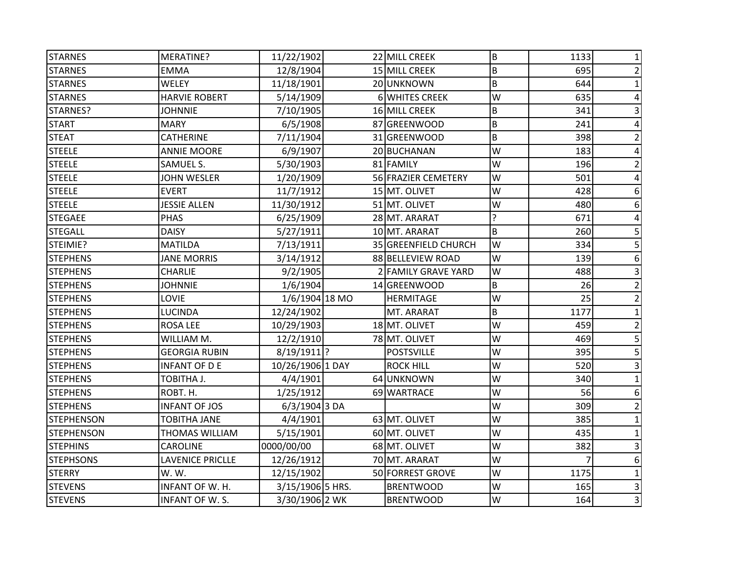| | | | | | | | | |
|---|---|---|---|---|---|---|---|---|
| STARNES | MERATINE? | 11/22/1902 | | 22 | MILL CREEK | B | 1133 | 1 |
| STARNES | EMMA | 12/8/1904 | | 15 | MILL CREEK | B | 695 | 2 |
| STARNES | WELEY | 11/18/1901 | | 20 | UNKNOWN | B | 644 | 1 |
| STARNES | HARVIE ROBERT | 5/14/1909 | | 6 | WHITES CREEK | W | 635 | 4 |
| STARNES? | JOHNNIE | 7/10/1905 | | 16 | MILL CREEK | B | 341 | 3 |
| START | MARY | 6/5/1908 | | 87 | GREENWOOD | B | 241 | 4 |
| STEAT | CATHERINE | 7/11/1904 | | 31 | GREENWOOD | B | 398 | 2 |
| STEELE | ANNIE MOORE | 6/9/1907 | | 20 | BUCHANAN | W | 183 | 4 |
| STEELE | SAMUEL S. | 5/30/1903 | | 81 | FAMILY | W | 196 | 2 |
| STEELE | JOHN WESLER | 1/20/1909 | | 56 | FRAZIER CEMETERY | W | 501 | 4 |
| STEELE | EVERT | 11/7/1912 | | 15 | MT. OLIVET | W | 428 | 6 |
| STEELE | JESSIE ALLEN | 11/30/1912 | | 51 | MT. OLIVET | W | 480 | 6 |
| STEGAEE | PHAS | 6/25/1909 | | 28 | MT. ARARAT | ? | 671 | 4 |
| STEGALL | DAISY | 5/27/1911 | | 10 | MT. ARARAT | B | 260 | 5 |
| STEIMIE? | MATILDA | 7/13/1911 | | 35 | GREENFIELD CHURCH | W | 334 | 5 |
| STEPHENS | JANE MORRIS | 3/14/1912 | | 88 | BELLEVIEW ROAD | W | 139 | 6 |
| STEPHENS | CHARLIE | 9/2/1905 | | 2 | FAMILY GRAVE YARD | W | 488 | 3 |
| STEPHENS | JOHNNIE | 1/6/1904 | | 14 | GREENWOOD | B | 26 | 2 |
| STEPHENS | LOVIE | 1/6/1904 | 18 MO | | HERMITAGE | W | 25 | 2 |
| STEPHENS | LUCINDA | 12/24/1902 | | | MT. ARARAT | B | 1177 | 1 |
| STEPHENS | ROSA LEE | 10/29/1903 | | 18 | MT. OLIVET | W | 459 | 2 |
| STEPHENS | WILLIAM M. | 12/2/1910 | | 78 | MT. OLIVET | W | 469 | 5 |
| STEPHENS | GEORGIA RUBIN | 8/19/1911 | ? | | POSTSVILLE | W | 395 | 5 |
| STEPHENS | INFANT OF D E | 10/26/1906 | 1 DAY | | ROCK HILL | W | 520 | 3 |
| STEPHENS | TOBITHA J. | 4/4/1901 | | 64 | UNKNOWN | W | 340 | 1 |
| STEPHENS | ROBT. H. | 1/25/1912 | | 69 | WARTRACE | W | 56 | 6 |
| STEPHENS | INFANT OF JOS | 6/3/1904 | 3 DA | | | W | 309 | 2 |
| STEPHENSON | TOBITHA JANE | 4/4/1901 | | 63 | MT. OLIVET | W | 385 | 1 |
| STEPHENSON | THOMAS WILLIAM | 5/15/1901 | | 60 | MT. OLIVET | W | 435 | 1 |
| STEPHINS | CAROLINE | 0000/00/00 | | 68 | MT. OLIVET | W | 382 | 3 |
| STEPHSONS | LAVENICE PRICLLE | 12/26/1912 | | 70 | MT. ARARAT | W | 7 | 6 |
| STERRY | W. W. | 12/15/1902 | | 50 | FORREST GROVE | W | 1175 | 1 |
| STEVENS | INFANT OF W. H. | 3/15/1906 | 5 HRS. | | BRENTWOOD | W | 165 | 3 |
| STEVENS | INFANT OF W. S. | 3/30/1906 | 2 WK | | BRENTWOOD | W | 164 | 3 |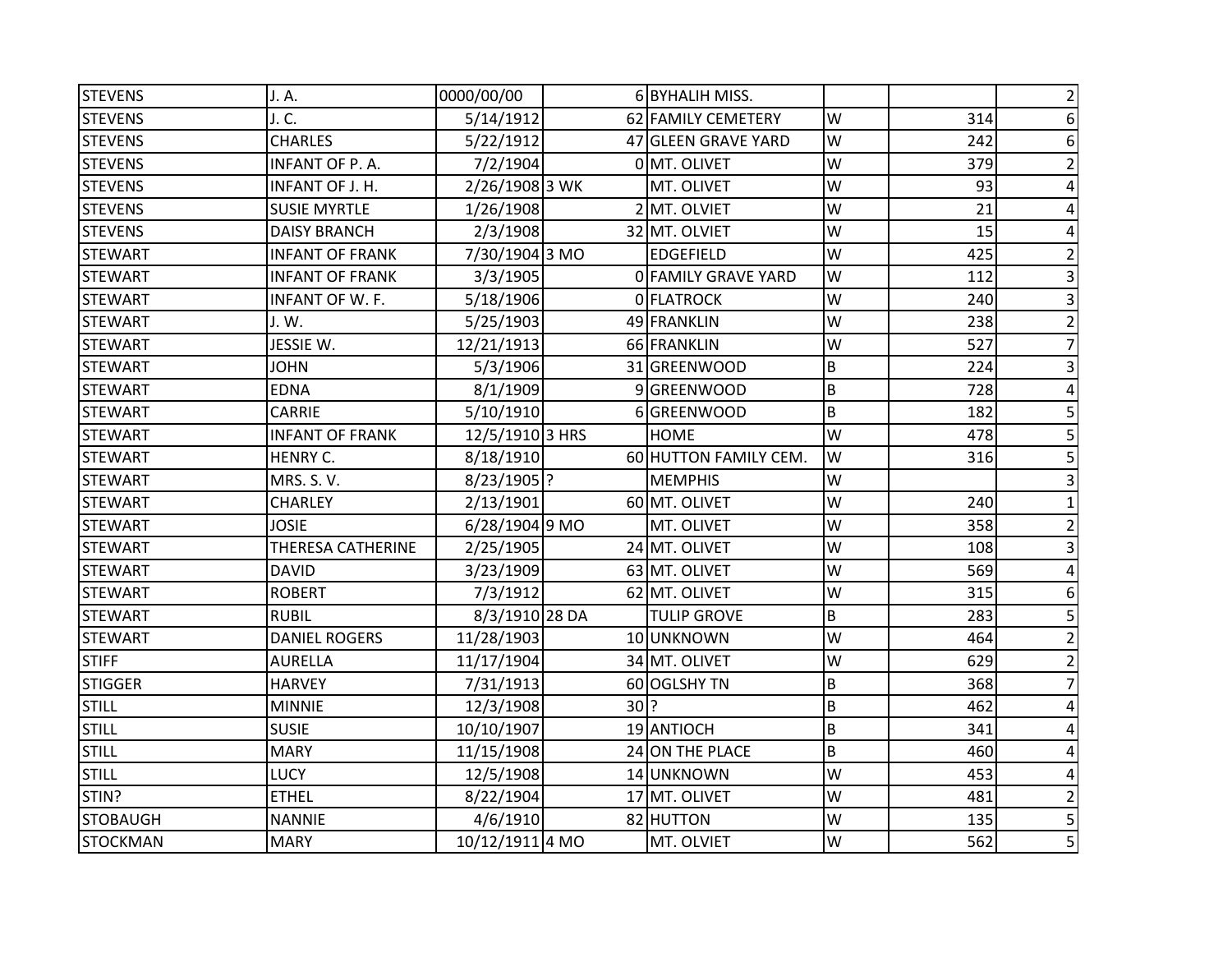| | | | | | | | | |
|---|---|---|---|---|---|---|---|---|
| STEVENS | J. A. | 0000/00/00 | | 6 | BYHALIH MISS. | | | 2 |
| STEVENS | J. C. | 5/14/1912 | | 62 | FAMILY CEMETERY | W | 314 | 6 |
| STEVENS | CHARLES | 5/22/1912 | | 47 | GLEEN GRAVE YARD | W | 242 | 6 |
| STEVENS | INFANT OF P. A. | 7/2/1904 | | 0 | MT. OLIVET | W | 379 | 2 |
| STEVENS | INFANT OF J. H. | 2/26/1908 | 3 WK | | MT. OLIVET | W | 93 | 4 |
| STEVENS | SUSIE MYRTLE | 1/26/1908 | | 2 | MT. OLVIET | W | 21 | 4 |
| STEVENS | DAISY BRANCH | 2/3/1908 | | 32 | MT. OLVIET | W | 15 | 4 |
| STEWART | INFANT OF FRANK | 7/30/1904 | 3 MO | | EDGEFIELD | W | 425 | 2 |
| STEWART | INFANT OF FRANK | 3/3/1905 | | 0 | FAMILY GRAVE YARD | W | 112 | 3 |
| STEWART | INFANT OF W. F. | 5/18/1906 | | 0 | FLATROCK | W | 240 | 3 |
| STEWART | J. W. | 5/25/1903 | | 49 | FRANKLIN | W | 238 | 2 |
| STEWART | JESSIE W. | 12/21/1913 | | 66 | FRANKLIN | W | 527 | 7 |
| STEWART | JOHN | 5/3/1906 | | 31 | GREENWOOD | B | 224 | 3 |
| STEWART | EDNA | 8/1/1909 | | 9 | GREENWOOD | B | 728 | 4 |
| STEWART | CARRIE | 5/10/1910 | | 6 | GREENWOOD | B | 182 | 5 |
| STEWART | INFANT OF FRANK | 12/5/1910 | 3 HRS | | HOME | W | 478 | 5 |
| STEWART | HENRY C. | 8/18/1910 | | 60 | HUTTON FAMILY CEM. | W | 316 | 5 |
| STEWART | MRS. S. V. | 8/23/1905 | ? | | MEMPHIS | W | | 3 |
| STEWART | CHARLEY | 2/13/1901 | | 60 | MT. OLIVET | W | 240 | 1 |
| STEWART | JOSIE | 6/28/1904 | 9 MO | | MT. OLIVET | W | 358 | 2 |
| STEWART | THERESA CATHERINE | 2/25/1905 | | 24 | MT. OLIVET | W | 108 | 3 |
| STEWART | DAVID | 3/23/1909 | | 63 | MT. OLIVET | W | 569 | 4 |
| STEWART | ROBERT | 7/3/1912 | | 62 | MT. OLIVET | W | 315 | 6 |
| STEWART | RUBIL | 8/3/1910 | 28 DA | | TULIP GROVE | B | 283 | 5 |
| STEWART | DANIEL ROGERS | 11/28/1903 | | 10 | UNKNOWN | W | 464 | 2 |
| STIFF | AURELLA | 11/17/1904 | | 34 | MT. OLIVET | W | 629 | 2 |
| STIGGER | HARVEY | 7/31/1913 | | 60 | OGLSHY TN | B | 368 | 7 |
| STILL | MINNIE | 12/3/1908 | | 30 | ? | B | 462 | 4 |
| STILL | SUSIE | 10/10/1907 | | 19 | ANTIOCH | B | 341 | 4 |
| STILL | MARY | 11/15/1908 | | 24 | ON THE PLACE | B | 460 | 4 |
| STILL | LUCY | 12/5/1908 | | 14 | UNKNOWN | W | 453 | 4 |
| STIN? | ETHEL | 8/22/1904 | | 17 | MT. OLIVET | W | 481 | 2 |
| STOBAUGH | NANNIE | 4/6/1910 | | 82 | HUTTON | W | 135 | 5 |
| STOCKMAN | MARY | 10/12/1911 | 4 MO | | MT. OLVIET | W | 562 | 5 |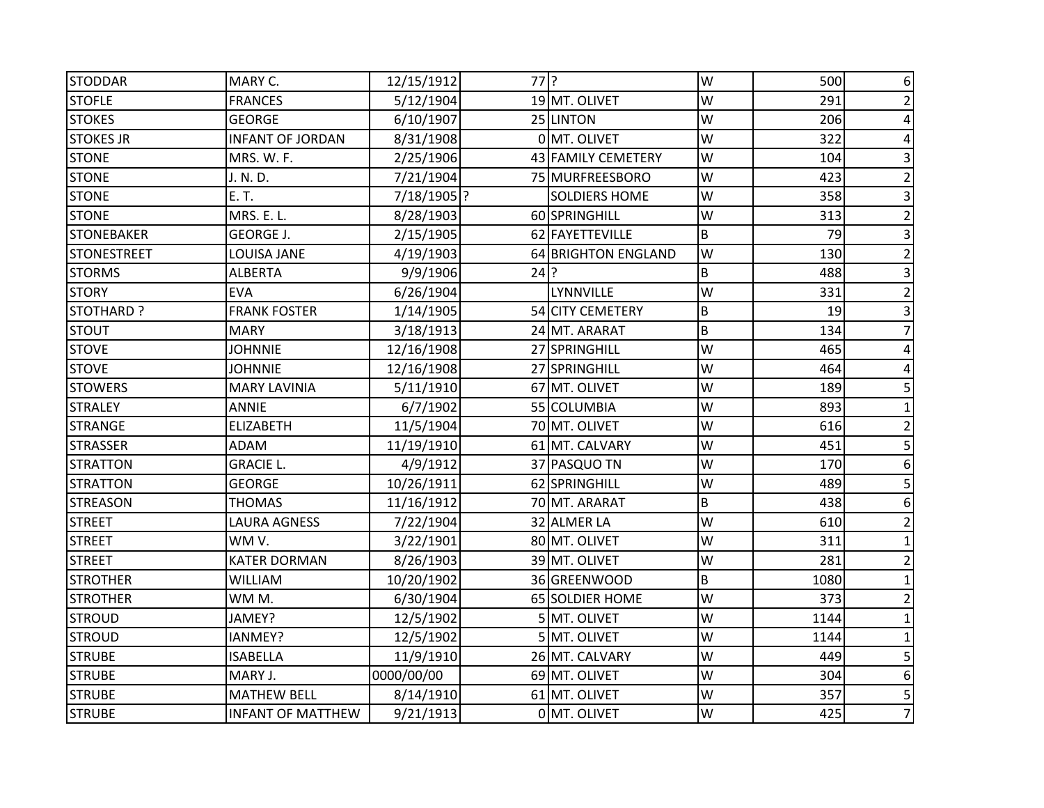| | | | | | | | |
|---|---|---|---|---|---|---|---|
| STODDAR | MARY C. | 12/15/1912 | 77 | ? | W | 500 | 6 |
| STOFLE | FRANCES | 5/12/1904 | 19 | MT. OLIVET | W | 291 | 2 |
| STOKES | GEORGE | 6/10/1907 | 25 | LINTON | W | 206 | 4 |
| STOKES JR | INFANT OF JORDAN | 8/31/1908 | 0 | MT. OLIVET | W | 322 | 4 |
| STONE | MRS. W. F. | 2/25/1906 | 43 | FAMILY CEMETERY | W | 104 | 3 |
| STONE | J. N. D. | 7/21/1904 | 75 | MURFREESBORO | W | 423 | 2 |
| STONE | E. T. | 7/18/1905 | ? | SOLDIERS HOME | W | 358 | 3 |
| STONE | MRS. E. L. | 8/28/1903 | 60 | SPRINGHILL | W | 313 | 2 |
| STONEBAKER | GEORGE J. | 2/15/1905 | 62 | FAYETTEVILLE | B | 79 | 3 |
| STONESTREET | LOUISA JANE | 4/19/1903 | 64 | BRIGHTON ENGLAND | W | 130 | 2 |
| STORMS | ALBERTA | 9/9/1906 | 24 | ? | B | 488 | 3 |
| STORY | EVA | 6/26/1904 | | LYNNVILLE | W | 331 | 2 |
| STOTHARD ? | FRANK FOSTER | 1/14/1905 | 54 | CITY CEMETERY | B | 19 | 3 |
| STOUT | MARY | 3/18/1913 | 24 | MT. ARARAT | B | 134 | 7 |
| STOVE | JOHNNIE | 12/16/1908 | 27 | SPRINGHILL | W | 465 | 4 |
| STOVE | JOHNNIE | 12/16/1908 | 27 | SPRINGHILL | W | 464 | 4 |
| STOWERS | MARY LAVINIA | 5/11/1910 | 67 | MT. OLIVET | W | 189 | 5 |
| STRALEY | ANNIE | 6/7/1902 | 55 | COLUMBIA | W | 893 | 1 |
| STRANGE | ELIZABETH | 11/5/1904 | 70 | MT. OLIVET | W | 616 | 2 |
| STRASSER | ADAM | 11/19/1910 | 61 | MT. CALVARY | W | 451 | 5 |
| STRATTON | GRACIE L. | 4/9/1912 | 37 | PASQUO TN | W | 170 | 6 |
| STRATTON | GEORGE | 10/26/1911 | 62 | SPRINGHILL | W | 489 | 5 |
| STREASON | THOMAS | 11/16/1912 | 70 | MT. ARARAT | B | 438 | 6 |
| STREET | LAURA AGNESS | 7/22/1904 | 32 | ALMER LA | W | 610 | 2 |
| STREET | WM V. | 3/22/1901 | 80 | MT. OLIVET | W | 311 | 1 |
| STREET | KATER DORMAN | 8/26/1903 | 39 | MT. OLIVET | W | 281 | 2 |
| STROTHER | WILLIAM | 10/20/1902 | 36 | GREENWOOD | B | 1080 | 1 |
| STROTHER | WM M. | 6/30/1904 | 65 | SOLDIER HOME | W | 373 | 2 |
| STROUD | JAMEY? | 12/5/1902 | 5 | MT. OLIVET | W | 1144 | 1 |
| STROUD | IANMEY? | 12/5/1902 | 5 | MT. OLIVET | W | 1144 | 1 |
| STRUBE | ISABELLA | 11/9/1910 | 26 | MT. CALVARY | W | 449 | 5 |
| STRUBE | MARY J. | 0000/00/00 | 69 | MT. OLIVET | W | 304 | 6 |
| STRUBE | MATHEW BELL | 8/14/1910 | 61 | MT. OLIVET | W | 357 | 5 |
| STRUBE | INFANT OF MATTHEW | 9/21/1913 | 0 | MT. OLIVET | W | 425 | 7 |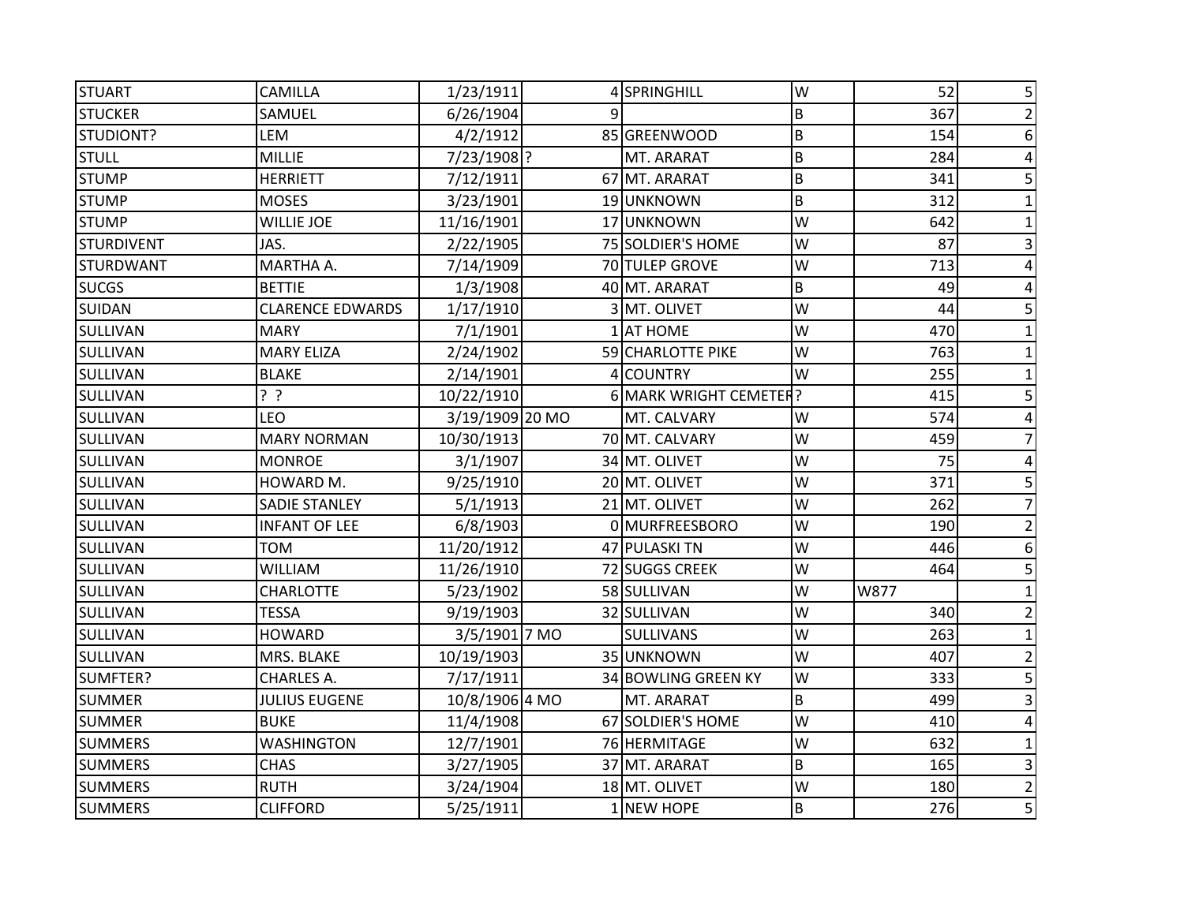| | | | | | | | |
|---|---|---|---|---|---|---|---|
| STUART | CAMILLA | 1/23/1911 | 4 | SPRINGHILL | W | 52 | 5 |
| STUCKER | SAMUEL | 6/26/1904 | 9 | | B | 367 | 2 |
| STUDIONT? | LEM | 4/2/1912 | 85 | GREENWOOD | B | 154 | 6 |
| STULL | MILLIE | 7/23/1908 | ? | MT. ARARAT | B | 284 | 4 |
| STUMP | HERRIETT | 7/12/1911 | 67 | MT. ARARAT | B | 341 | 5 |
| STUMP | MOSES | 3/23/1901 | 19 | UNKNOWN | B | 312 | 1 |
| STUMP | WILLIE JOE | 11/16/1901 | 17 | UNKNOWN | W | 642 | 1 |
| STURDIVENT | JAS. | 2/22/1905 | 75 | SOLDIER'S HOME | W | 87 | 3 |
| STURDWANT | MARTHA A. | 7/14/1909 | 70 | TULEP GROVE | W | 713 | 4 |
| SUCGS | BETTIE | 1/3/1908 | 40 | MT. ARARAT | B | 49 | 4 |
| SUIDAN | CLARENCE EDWARDS | 1/17/1910 | 3 | MT. OLIVET | W | 44 | 5 |
| SULLIVAN | MARY | 7/1/1901 | 1 | AT HOME | W | 470 | 1 |
| SULLIVAN | MARY ELIZA | 2/24/1902 | 59 | CHARLOTTE PIKE | W | 763 | 1 |
| SULLIVAN | BLAKE | 2/14/1901 | 4 | COUNTRY | W | 255 | 1 |
| SULLIVAN | ? ? | 10/22/1910 | 6 | MARK WRIGHT CEMETER | ? | 415 | 5 |
| SULLIVAN | LEO | 3/19/1909 | 20 MO | MT. CALVARY | W | 574 | 4 |
| SULLIVAN | MARY NORMAN | 10/30/1913 | 70 | MT. CALVARY | W | 459 | 7 |
| SULLIVAN | MONROE | 3/1/1907 | 34 | MT. OLIVET | W | 75 | 4 |
| SULLIVAN | HOWARD M. | 9/25/1910 | 20 | MT. OLIVET | W | 371 | 5 |
| SULLIVAN | SADIE STANLEY | 5/1/1913 | 21 | MT. OLIVET | W | 262 | 7 |
| SULLIVAN | INFANT OF LEE | 6/8/1903 | 0 | MURFREESBORO | W | 190 | 2 |
| SULLIVAN | TOM | 11/20/1912 | 47 | PULASKI TN | W | 446 | 6 |
| SULLIVAN | WILLIAM | 11/26/1910 | 72 | SUGGS CREEK | W | 464 | 5 |
| SULLIVAN | CHARLOTTE | 5/23/1902 | 58 | SULLIVAN | W | W877 | 1 |
| SULLIVAN | TESSA | 9/19/1903 | 32 | SULLIVAN | W | 340 | 2 |
| SULLIVAN | HOWARD | 3/5/1901 | 7 MO | SULLIVANS | W | 263 | 1 |
| SULLIVAN | MRS. BLAKE | 10/19/1903 | 35 | UNKNOWN | W | 407 | 2 |
| SUMFTER? | CHARLES A. | 7/17/1911 | 34 | BOWLING GREEN KY | W | 333 | 5 |
| SUMMER | JULIUS EUGENE | 10/8/1906 | 4 MO | MT. ARARAT | B | 499 | 3 |
| SUMMER | BUKE | 11/4/1908 | 67 | SOLDIER'S HOME | W | 410 | 4 |
| SUMMERS | WASHINGTON | 12/7/1901 | 76 | HERMITAGE | W | 632 | 1 |
| SUMMERS | CHAS | 3/27/1905 | 37 | MT. ARARAT | B | 165 | 3 |
| SUMMERS | RUTH | 3/24/1904 | 18 | MT. OLIVET | W | 180 | 2 |
| SUMMERS | CLIFFORD | 5/25/1911 | 1 | NEW HOPE | B | 276 | 5 |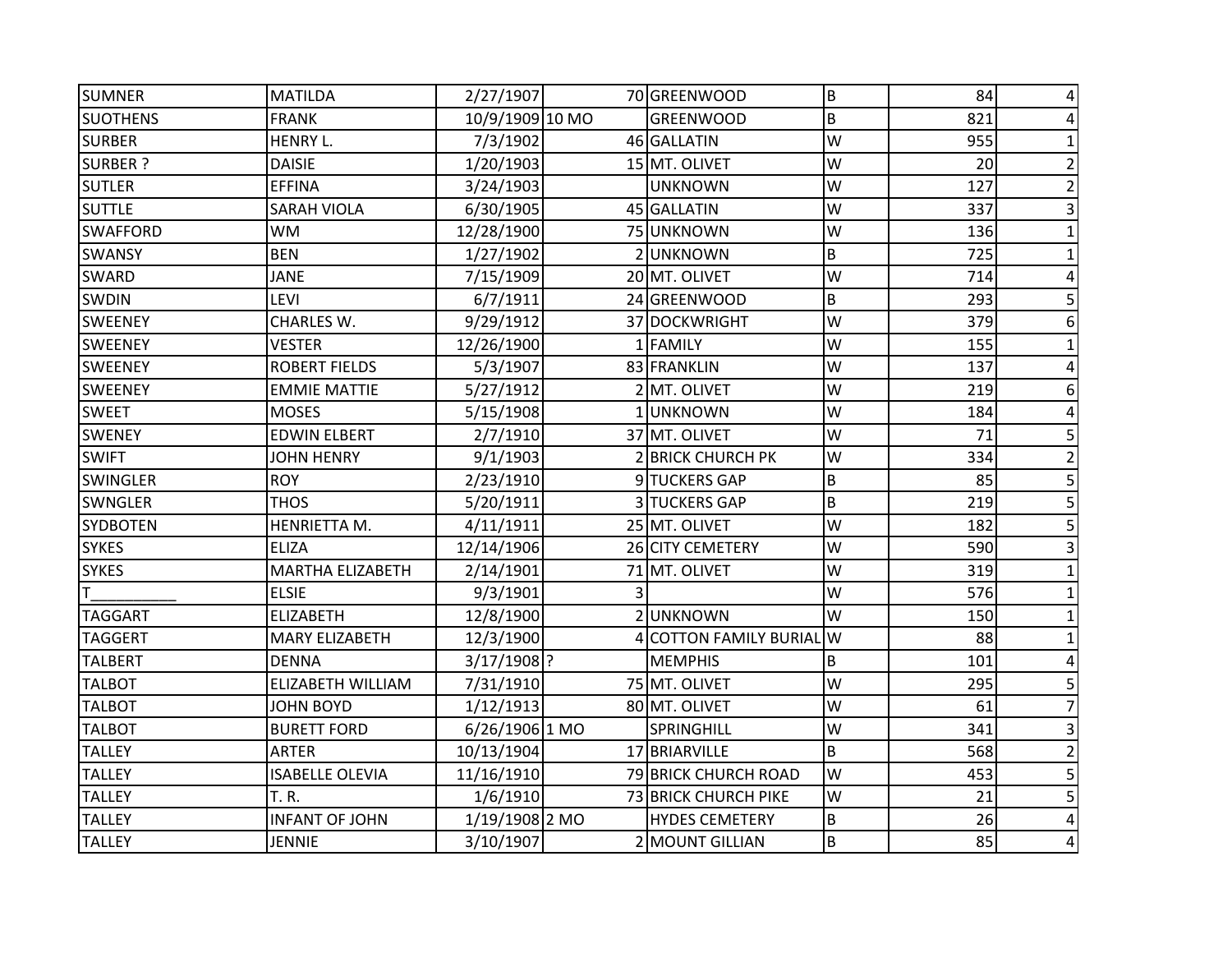| | | | | | | | |
|---|---|---|---|---|---|---|---|
| SUMNER | MATILDA | 2/27/1907 | 70 | GREENWOOD | B | 84 | 4 |
| SUOTHENS | FRANK | 10/9/1909 | 10 MO | GREENWOOD | B | 821 | 4 |
| SURBER | HENRY L. | 7/3/1902 | 46 | GALLATIN | W | 955 | 1 |
| SURBER ? | DAISIE | 1/20/1903 | 15 | MT. OLIVET | W | 20 | 2 |
| SUTLER | EFFINA | 3/24/1903 | | UNKNOWN | W | 127 | 2 |
| SUTTLE | SARAH VIOLA | 6/30/1905 | 45 | GALLATIN | W | 337 | 3 |
| SWAFFORD | WM | 12/28/1900 | 75 | UNKNOWN | W | 136 | 1 |
| SWANSY | BEN | 1/27/1902 | 2 | UNKNOWN | B | 725 | 1 |
| SWARD | JANE | 7/15/1909 | 20 | MT. OLIVET | W | 714 | 4 |
| SWDIN | LEVI | 6/7/1911 | 24 | GREENWOOD | B | 293 | 5 |
| SWEENEY | CHARLES W. | 9/29/1912 | 37 | DOCKWRIGHT | W | 379 | 6 |
| SWEENEY | VESTER | 12/26/1900 | 1 | FAMILY | W | 155 | 1 |
| SWEENEY | ROBERT FIELDS | 5/3/1907 | 83 | FRANKLIN | W | 137 | 4 |
| SWEENEY | EMMIE MATTIE | 5/27/1912 | 2 | MT. OLIVET | W | 219 | 6 |
| SWEET | MOSES | 5/15/1908 | 1 | UNKNOWN | W | 184 | 4 |
| SWENEY | EDWIN ELBERT | 2/7/1910 | 37 | MT. OLIVET | W | 71 | 5 |
| SWIFT | JOHN HENRY | 9/1/1903 | 2 | BRICK CHURCH PK | W | 334 | 2 |
| SWINGLER | ROY | 2/23/1910 | 9 | TUCKERS GAP | B | 85 | 5 |
| SWNGLER | THOS | 5/20/1911 | 3 | TUCKERS GAP | B | 219 | 5 |
| SYDBOTEN | HENRIETTA M. | 4/11/1911 | 25 | MT. OLIVET | W | 182 | 5 |
| SYKES | ELIZA | 12/14/1906 | 26 | CITY CEMETERY | W | 590 | 3 |
| SYKES | MARTHA ELIZABETH | 2/14/1901 | 71 | MT. OLIVET | W | 319 | 1 |
| T__________ | ELSIE | 9/3/1901 | 3 | | W | 576 | 1 |
| TAGGART | ELIZABETH | 12/8/1900 | 2 | UNKNOWN | W | 150 | 1 |
| TAGGERT | MARY ELIZABETH | 12/3/1900 | 4 | COTTON FAMILY BURIAL | W | 88 | 1 |
| TALBERT | DENNA | 3/17/1908 | ? | MEMPHIS | B | 101 | 4 |
| TALBOT | ELIZABETH WILLIAM | 7/31/1910 | 75 | MT. OLIVET | W | 295 | 5 |
| TALBOT | JOHN BOYD | 1/12/1913 | 80 | MT. OLIVET | W | 61 | 7 |
| TALBOT | BURETT FORD | 6/26/1906 | 1 MO | SPRINGHILL | W | 341 | 3 |
| TALLEY | ARTER | 10/13/1904 | 17 | BRIARVILLE | B | 568 | 2 |
| TALLEY | ISABELLE OLEVIA | 11/16/1910 | 79 | BRICK CHURCH ROAD | W | 453 | 5 |
| TALLEY | T. R. | 1/6/1910 | 73 | BRICK CHURCH PIKE | W | 21 | 5 |
| TALLEY | INFANT OF JOHN | 1/19/1908 | 2 MO | HYDES CEMETERY | B | 26 | 4 |
| TALLEY | JENNIE | 3/10/1907 | 2 | MOUNT GILLIAN | B | 85 | 4 |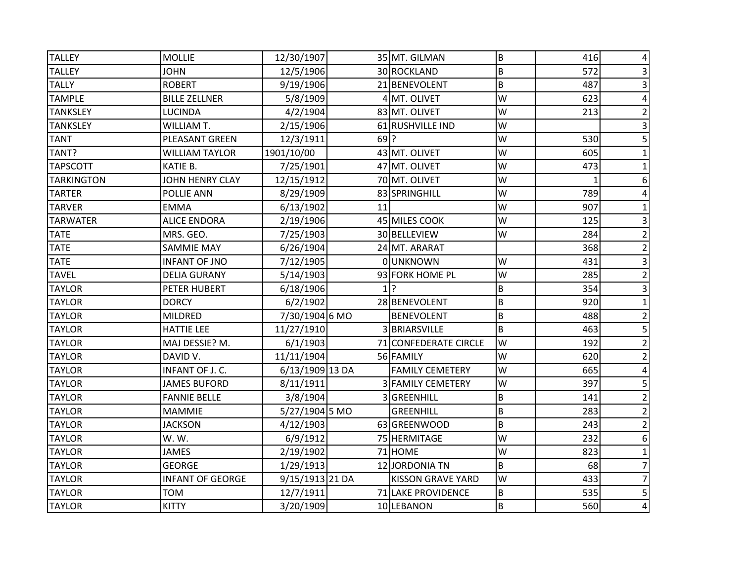| | | | | | | | |
|---|---|---|---|---|---|---|---|
| TALLEY | MOLLIE | 12/30/1907 | 35 | MT. GILMAN | B | 416 | 4 |
| TALLEY | JOHN | 12/5/1906 | 30 | ROCKLAND | B | 572 | 3 |
| TALLY | ROBERT | 9/19/1906 | 21 | BENEVOLENT | B | 487 | 3 |
| TAMPLE | BILLE ZELLNER | 5/8/1909 | 4 | MT. OLIVET | W | 623 | 4 |
| TANKSLEY | LUCINDA | 4/2/1904 | 83 | MT. OLIVET | W | 213 | 2 |
| TANKSLEY | WILLIAM T. | 2/15/1906 | 61 | RUSHVILLE IND | W | | 3 |
| TANT | PLEASANT GREEN | 12/3/1911 | 69 | ? | W | 530 | 5 |
| TANT? | WILLIAM TAYLOR | 1901/10/00 | 43 | MT. OLIVET | W | 605 | 1 |
| TAPSCOTT | KATIE B. | 7/25/1901 | 47 | MT. OLIVET | W | 473 | 1 |
| TARKINGTON | JOHN HENRY CLAY | 12/15/1912 | 70 | MT. OLIVET | W | 1 | 6 |
| TARTER | POLLIE ANN | 8/29/1909 | 83 | SPRINGHILL | W | 789 | 4 |
| TARVER | EMMA | 6/13/1902 | 11 | | W | 907 | 1 |
| TARWATER | ALICE ENDORA | 2/19/1906 | 45 | MILES COOK | W | 125 | 3 |
| TATE | MRS. GEO. | 7/25/1903 | 30 | BELLEVIEW | W | 284 | 2 |
| TATE | SAMMIE MAY | 6/26/1904 | 24 | MT. ARARAT | | 368 | 2 |
| TATE | INFANT OF JNO | 7/12/1905 | 0 | UNKNOWN | W | 431 | 3 |
| TAVEL | DELIA GURANY | 5/14/1903 | 93 | FORK HOME PL | W | 285 | 2 |
| TAYLOR | PETER HUBERT | 6/18/1906 | 1 | ? | B | 354 | 3 |
| TAYLOR | DORCY | 6/2/1902 | 28 | BENEVOLENT | B | 920 | 1 |
| TAYLOR | MILDRED | 7/30/1904 | 6 MO | BENEVOLENT | B | 488 | 2 |
| TAYLOR | HATTIE LEE | 11/27/1910 | 3 | BRIARSVILLE | B | 463 | 5 |
| TAYLOR | MAJ DESSIE? M. | 6/1/1903 | 71 | CONFEDERATE CIRCLE | W | 192 | 2 |
| TAYLOR | DAVID V. | 11/11/1904 | 56 | FAMILY | W | 620 | 2 |
| TAYLOR | INFANT OF J. C. | 6/13/1909 | 13 DA | FAMILY CEMETERY | W | 665 | 4 |
| TAYLOR | JAMES BUFORD | 8/11/1911 | 3 | FAMILY CEMETERY | W | 397 | 5 |
| TAYLOR | FANNIE BELLE | 3/8/1904 | 3 | GREENHILL | B | 141 | 2 |
| TAYLOR | MAMMIE | 5/27/1904 | 5 MO | GREENHILL | B | 283 | 2 |
| TAYLOR | JACKSON | 4/12/1903 | 63 | GREENWOOD | B | 243 | 2 |
| TAYLOR | W. W. | 6/9/1912 | 75 | HERMITAGE | W | 232 | 6 |
| TAYLOR | JAMES | 2/19/1902 | 71 | HOME | W | 823 | 1 |
| TAYLOR | GEORGE | 1/29/1913 | 12 | JORDONIA TN | B | 68 | 7 |
| TAYLOR | INFANT OF GEORGE | 9/15/1913 | 21 DA | KISSON GRAVE YARD | W | 433 | 7 |
| TAYLOR | TOM | 12/7/1911 | 71 | LAKE PROVIDENCE | B | 535 | 5 |
| TAYLOR | KITTY | 3/20/1909 | 10 | LEBANON | B | 560 | 4 |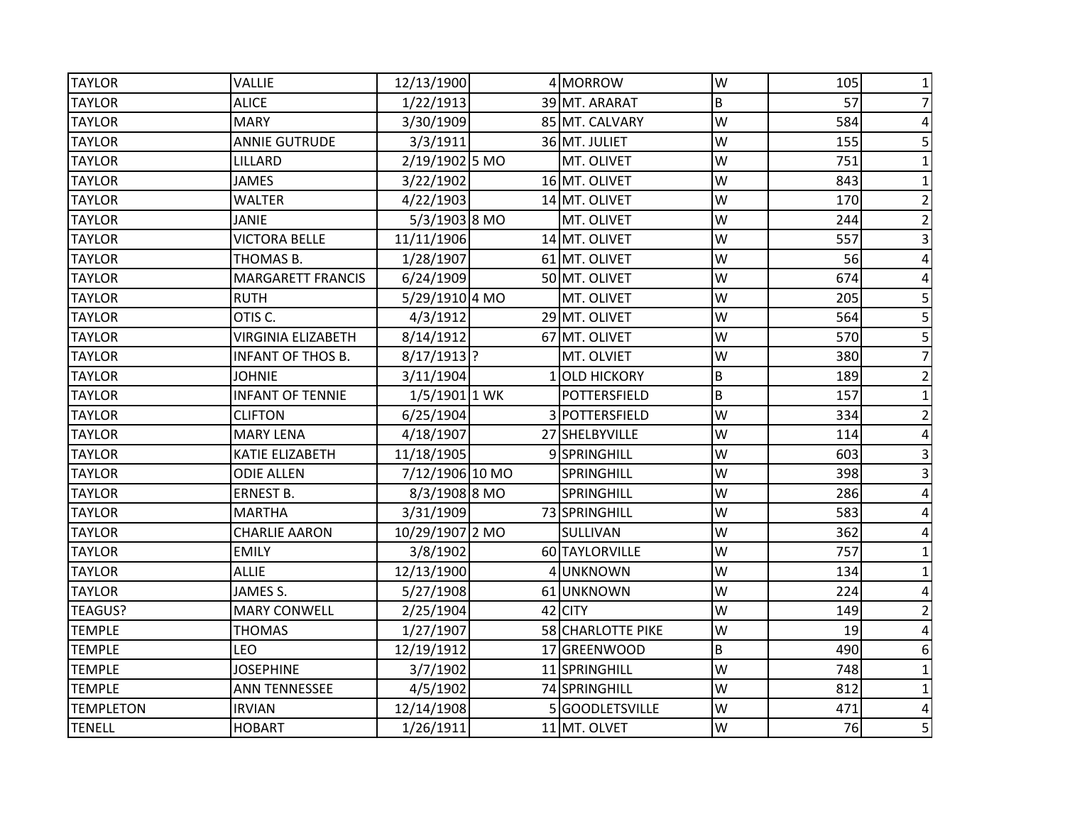| | | | | | | | |
|---|---|---|---|---|---|---|---|
| TAYLOR | VALLIE | 12/13/1900 | 4 | MORROW | W | 105 | 1 |
| TAYLOR | ALICE | 1/22/1913 | 39 | MT. ARARAT | B | 57 | 7 |
| TAYLOR | MARY | 3/30/1909 | 85 | MT. CALVARY | W | 584 | 4 |
| TAYLOR | ANNIE GUTRUDE | 3/3/1911 | 36 | MT. JULIET | W | 155 | 5 |
| TAYLOR | LILLARD | 2/19/1902 | 5 MO | MT. OLIVET | W | 751 | 1 |
| TAYLOR | JAMES | 3/22/1902 | 16 | MT. OLIVET | W | 843 | 1 |
| TAYLOR | WALTER | 4/22/1903 | 14 | MT. OLIVET | W | 170 | 2 |
| TAYLOR | JANIE | 5/3/1903 | 8 MO | MT. OLIVET | W | 244 | 2 |
| TAYLOR | VICTORA BELLE | 11/11/1906 | 14 | MT. OLIVET | W | 557 | 3 |
| TAYLOR | THOMAS B. | 1/28/1907 | 61 | MT. OLIVET | W | 56 | 4 |
| TAYLOR | MARGARETT FRANCIS | 6/24/1909 | 50 | MT. OLIVET | W | 674 | 4 |
| TAYLOR | RUTH | 5/29/1910 | 4 MO | MT. OLIVET | W | 205 | 5 |
| TAYLOR | OTIS C. | 4/3/1912 | 29 | MT. OLIVET | W | 564 | 5 |
| TAYLOR | VIRGINIA ELIZABETH | 8/14/1912 | 67 | MT. OLIVET | W | 570 | 5 |
| TAYLOR | INFANT OF THOS B. | 8/17/1913 | ? | MT. OLVIET | W | 380 | 7 |
| TAYLOR | JOHNIE | 3/11/1904 | 1 | OLD HICKORY | B | 189 | 2 |
| TAYLOR | INFANT OF TENNIE | 1/5/1901 | 1 WK | POTTERSFIELD | B | 157 | 1 |
| TAYLOR | CLIFTON | 6/25/1904 | 3 | POTTERSFIELD | W | 334 | 2 |
| TAYLOR | MARY LENA | 4/18/1907 | 27 | SHELBYVILLE | W | 114 | 4 |
| TAYLOR | KATIE ELIZABETH | 11/18/1905 | 9 | SPRINGHILL | W | 603 | 3 |
| TAYLOR | ODIE ALLEN | 7/12/1906 | 10 MO | SPRINGHILL | W | 398 | 3 |
| TAYLOR | ERNEST B. | 8/3/1908 | 8 MO | SPRINGHILL | W | 286 | 4 |
| TAYLOR | MARTHA | 3/31/1909 | 73 | SPRINGHILL | W | 583 | 4 |
| TAYLOR | CHARLIE AARON | 10/29/1907 | 2 MO | SULLIVAN | W | 362 | 4 |
| TAYLOR | EMILY | 3/8/1902 | 60 | TAYLORVILLE | W | 757 | 1 |
| TAYLOR | ALLIE | 12/13/1900 | 4 | UNKNOWN | W | 134 | 1 |
| TAYLOR | JAMES S. | 5/27/1908 | 61 | UNKNOWN | W | 224 | 4 |
| TEAGUS? | MARY CONWELL | 2/25/1904 | 42 | CITY | W | 149 | 2 |
| TEMPLE | THOMAS | 1/27/1907 | 58 | CHARLOTTE PIKE | W | 19 | 4 |
| TEMPLE | LEO | 12/19/1912 | 17 | GREENWOOD | B | 490 | 6 |
| TEMPLE | JOSEPHINE | 3/7/1902 | 11 | SPRINGHILL | W | 748 | 1 |
| TEMPLE | ANN TENNESSEE | 4/5/1902 | 74 | SPRINGHILL | W | 812 | 1 |
| TEMPLETON | IRVIAN | 12/14/1908 | 5 | GOODLETSVILLE | W | 471 | 4 |
| TENELL | HOBART | 1/26/1911 | 11 | MT. OLVET | W | 76 | 5 |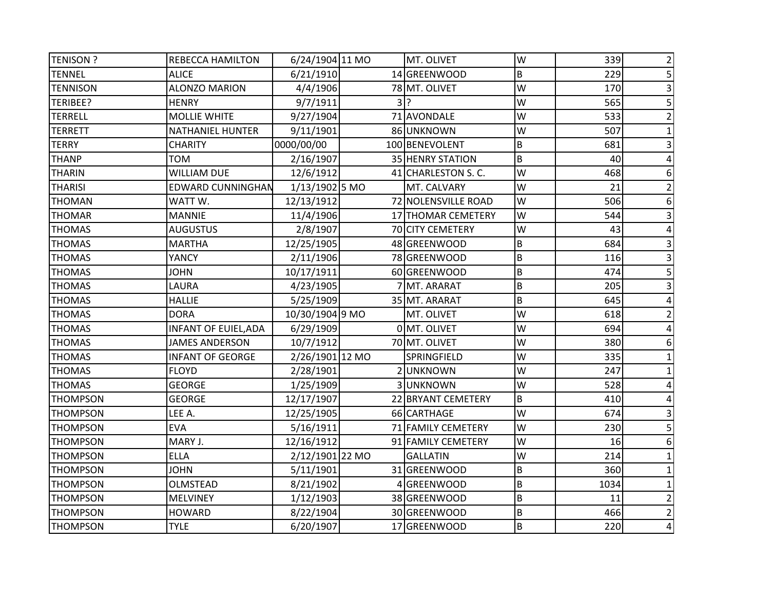| | | | | | | | |
|---|---|---|---|---|---|---|---|
| TENISON ? | REBECCA HAMILTON | 6/24/1904 | 11 MO | MT. OLIVET | W | 339 | 2 |
| TENNEL | ALICE | 6/21/1910 | 14 | GREENWOOD | B | 229 | 5 |
| TENNISON | ALONZO MARION | 4/4/1906 | 78 | MT. OLIVET | W | 170 | 3 |
| TERIBEE? | HENRY | 9/7/1911 | 3 | ? | W | 565 | 5 |
| TERRELL | MOLLIE WHITE | 9/27/1904 | 71 | AVONDALE | W | 533 | 2 |
| TERRETT | NATHANIEL HUNTER | 9/11/1901 | 86 | UNKNOWN | W | 507 | 1 |
| TERRY | CHARITY | 0000/00/00 | 100 | BENEVOLENT | B | 681 | 3 |
| THANP | TOM | 2/16/1907 | 35 | HENRY STATION | B | 40 | 4 |
| THARIN | WILLIAM DUE | 12/6/1912 | 41 | CHARLESTON S. C. | W | 468 | 6 |
| THARISI | EDWARD CUNNINGHAM | 1/13/1902 | 5 MO | MT. CALVARY | W | 21 | 2 |
| THOMAN | WATT W. | 12/13/1912 | 72 | NOLENSVILLE ROAD | W | 506 | 6 |
| THOMAR | MANNIE | 11/4/1906 | 17 | THOMAR CEMETERY | W | 544 | 3 |
| THOMAS | AUGUSTUS | 2/8/1907 | 70 | CITY CEMETERY | W | 43 | 4 |
| THOMAS | MARTHA | 12/25/1905 | 48 | GREENWOOD | B | 684 | 3 |
| THOMAS | YANCY | 2/11/1906 | 78 | GREENWOOD | B | 116 | 3 |
| THOMAS | JOHN | 10/17/1911 | 60 | GREENWOOD | B | 474 | 5 |
| THOMAS | LAURA | 4/23/1905 | 7 | MT. ARARAT | B | 205 | 3 |
| THOMAS | HALLIE | 5/25/1909 | 35 | MT. ARARAT | B | 645 | 4 |
| THOMAS | DORA | 10/30/1904 | 9 MO | MT. OLIVET | W | 618 | 2 |
| THOMAS | INFANT OF EUIEL,ADA | 6/29/1909 | 0 | MT. OLIVET | W | 694 | 4 |
| THOMAS | JAMES ANDERSON | 10/7/1912 | 70 | MT. OLIVET | W | 380 | 6 |
| THOMAS | INFANT OF GEORGE | 2/26/1901 | 12 MO | SPRINGFIELD | W | 335 | 1 |
| THOMAS | FLOYD | 2/28/1901 | 2 | UNKNOWN | W | 247 | 1 |
| THOMAS | GEORGE | 1/25/1909 | 3 | UNKNOWN | W | 528 | 4 |
| THOMPSON | GEORGE | 12/17/1907 | 22 | BRYANT CEMETERY | B | 410 | 4 |
| THOMPSON | LEE A. | 12/25/1905 | 66 | CARTHAGE | W | 674 | 3 |
| THOMPSON | EVA | 5/16/1911 | 71 | FAMILY CEMETERY | W | 230 | 5 |
| THOMPSON | MARY J. | 12/16/1912 | 91 | FAMILY CEMETERY | W | 16 | 6 |
| THOMPSON | ELLA | 2/12/1901 | 22 MO | GALLATIN | W | 214 | 1 |
| THOMPSON | JOHN | 5/11/1901 | 31 | GREENWOOD | B | 360 | 1 |
| THOMPSON | OLMSTEAD | 8/21/1902 | 4 | GREENWOOD | B | 1034 | 1 |
| THOMPSON | MELVINEY | 1/12/1903 | 38 | GREENWOOD | B | 11 | 2 |
| THOMPSON | HOWARD | 8/22/1904 | 30 | GREENWOOD | B | 466 | 2 |
| THOMPSON | TYLE | 6/20/1907 | 17 | GREENWOOD | B | 220 | 4 |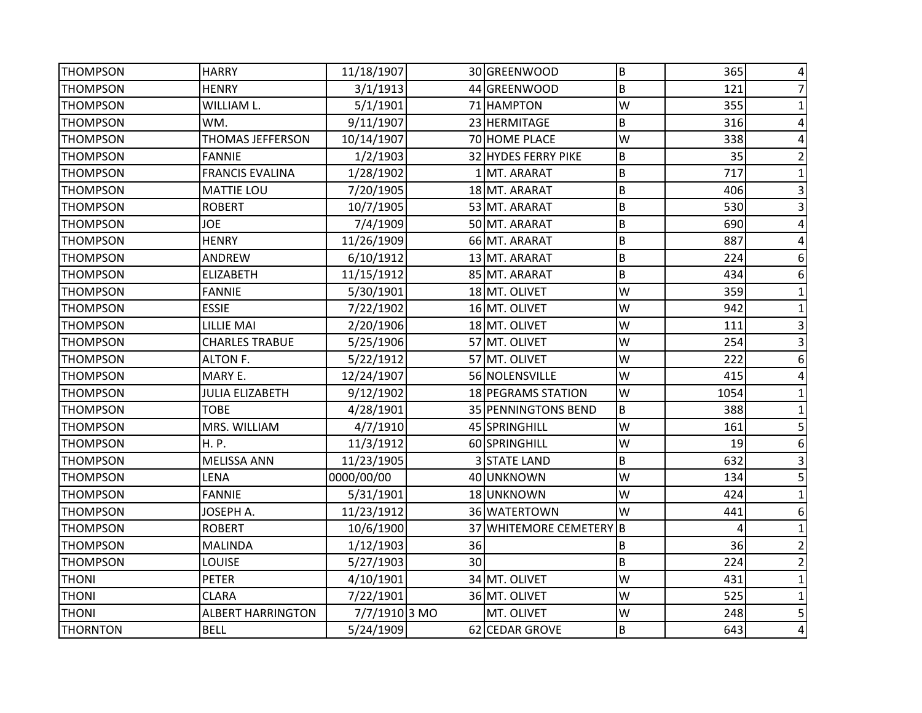| | | | | | | | |
|---|---|---|---|---|---|---|---|
| THOMPSON | HARRY | 11/18/1907 | 30 | GREENWOOD | B | 365 | 4 |
| THOMPSON | HENRY | 3/1/1913 | 44 | GREENWOOD | B | 121 | 7 |
| THOMPSON | WILLIAM L. | 5/1/1901 | 71 | HAMPTON | W | 355 | 1 |
| THOMPSON | WM. | 9/11/1907 | 23 | HERMITAGE | B | 316 | 4 |
| THOMPSON | THOMAS JEFFERSON | 10/14/1907 | 70 | HOME PLACE | W | 338 | 4 |
| THOMPSON | FANNIE | 1/2/1903 | 32 | HYDES FERRY PIKE | B | 35 | 2 |
| THOMPSON | FRANCIS EVALINA | 1/28/1902 | 1 | MT. ARARAT | B | 717 | 1 |
| THOMPSON | MATTIE LOU | 7/20/1905 | 18 | MT. ARARAT | B | 406 | 3 |
| THOMPSON | ROBERT | 10/7/1905 | 53 | MT. ARARAT | B | 530 | 3 |
| THOMPSON | JOE | 7/4/1909 | 50 | MT. ARARAT | B | 690 | 4 |
| THOMPSON | HENRY | 11/26/1909 | 66 | MT. ARARAT | B | 887 | 4 |
| THOMPSON | ANDREW | 6/10/1912 | 13 | MT. ARARAT | B | 224 | 6 |
| THOMPSON | ELIZABETH | 11/15/1912 | 85 | MT. ARARAT | B | 434 | 6 |
| THOMPSON | FANNIE | 5/30/1901 | 18 | MT. OLIVET | W | 359 | 1 |
| THOMPSON | ESSIE | 7/22/1902 | 16 | MT. OLIVET | W | 942 | 1 |
| THOMPSON | LILLIE MAI | 2/20/1906 | 18 | MT. OLIVET | W | 111 | 3 |
| THOMPSON | CHARLES TRABUE | 5/25/1906 | 57 | MT. OLIVET | W | 254 | 3 |
| THOMPSON | ALTON F. | 5/22/1912 | 57 | MT. OLIVET | W | 222 | 6 |
| THOMPSON | MARY E. | 12/24/1907 | 56 | NOLENSVILLE | W | 415 | 4 |
| THOMPSON | JULIA ELIZABETH | 9/12/1902 | 18 | PEGRAMS STATION | W | 1054 | 1 |
| THOMPSON | TOBE | 4/28/1901 | 35 | PENNINGTONS BEND | B | 388 | 1 |
| THOMPSON | MRS. WILLIAM | 4/7/1910 | 45 | SPRINGHILL | W | 161 | 5 |
| THOMPSON | H. P. | 11/3/1912 | 60 | SPRINGHILL | W | 19 | 6 |
| THOMPSON | MELISSA ANN | 11/23/1905 | 3 | STATE LAND | B | 632 | 3 |
| THOMPSON | LENA | 0000/00/00 | 40 | UNKNOWN | W | 134 | 5 |
| THOMPSON | FANNIE | 5/31/1901 | 18 | UNKNOWN | W | 424 | 1 |
| THOMPSON | JOSEPH A. | 11/23/1912 | 36 | WATERTOWN | W | 441 | 6 |
| THOMPSON | ROBERT | 10/6/1900 | 37 | WHITEMORE CEMETERY | B | 4 | 1 |
| THOMPSON | MALINDA | 1/12/1903 | 36 | | B | 36 | 2 |
| THOMPSON | LOUISE | 5/27/1903 | 30 | | B | 224 | 2 |
| THONI | PETER | 4/10/1901 | 34 | MT. OLIVET | W | 431 | 1 |
| THONI | CLARA | 7/22/1901 | 36 | MT. OLIVET | W | 525 | 1 |
| THONI | ALBERT HARRINGTON | 7/7/1910 | 3 MO | MT. OLIVET | W | 248 | 5 |
| THORNTON | BELL | 5/24/1909 | 62 | CEDAR GROVE | B | 643 | 4 |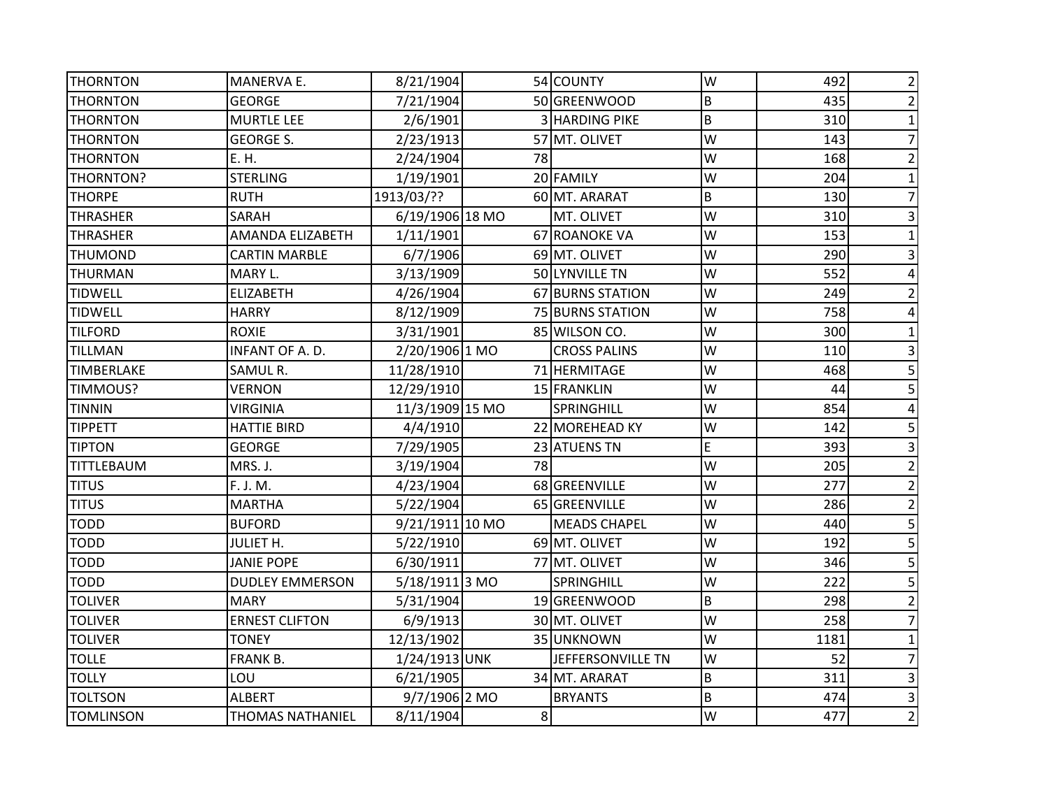| | | | | | | | |
|---|---|---|---|---|---|---|---|
| THORNTON | MANERVA E. | 8/21/1904 | 54 | COUNTY | W | 492 | 2 |
| THORNTON | GEORGE | 7/21/1904 | 50 | GREENWOOD | B | 435 | 2 |
| THORNTON | MURTLE LEE | 2/6/1901 | 3 | HARDING PIKE | B | 310 | 1 |
| THORNTON | GEORGE S. | 2/23/1913 | 57 | MT. OLIVET | W | 143 | 7 |
| THORNTON | E. H. | 2/24/1904 | 78 | | W | 168 | 2 |
| THORNTON? | STERLING | 1/19/1901 | 20 | FAMILY | W | 204 | 1 |
| THORPE | RUTH | 1913/03/?? | 60 | MT. ARARAT | B | 130 | 7 |
| THRASHER | SARAH | 6/19/1906 | 18 MO | MT. OLIVET | W | 310 | 3 |
| THRASHER | AMANDA ELIZABETH | 1/11/1901 | 67 | ROANOKE VA | W | 153 | 1 |
| THUMOND | CARTIN MARBLE | 6/7/1906 | 69 | MT. OLIVET | W | 290 | 3 |
| THURMAN | MARY L. | 3/13/1909 | 50 | LYNVILLE TN | W | 552 | 4 |
| TIDWELL | ELIZABETH | 4/26/1904 | 67 | BURNS STATION | W | 249 | 2 |
| TIDWELL | HARRY | 8/12/1909 | 75 | BURNS STATION | W | 758 | 4 |
| TILFORD | ROXIE | 3/31/1901 | 85 | WILSON CO. | W | 300 | 1 |
| TILLMAN | INFANT OF A. D. | 2/20/1906 | 1 MO | CROSS PALINS | W | 110 | 3 |
| TIMBERLAKE | SAMUL R. | 11/28/1910 | 71 | HERMITAGE | W | 468 | 5 |
| TIMMOUS? | VERNON | 12/29/1910 | 15 | FRANKLIN | W | 44 | 5 |
| TINNIN | VIRGINIA | 11/3/1909 | 15 MO | SPRINGHILL | W | 854 | 4 |
| TIPPETT | HATTIE BIRD | 4/4/1910 | 22 | MOREHEAD KY | W | 142 | 5 |
| TIPTON | GEORGE | 7/29/1905 | 23 | ATUENS TN | E | 393 | 3 |
| TITTLEBAUM | MRS. J. | 3/19/1904 | 78 | | W | 205 | 2 |
| TITUS | F. J. M. | 4/23/1904 | 68 | GREENVILLE | W | 277 | 2 |
| TITUS | MARTHA | 5/22/1904 | 65 | GREENVILLE | W | 286 | 2 |
| TODD | BUFORD | 9/21/1911 | 10 MO | MEADS CHAPEL | W | 440 | 5 |
| TODD | JULIET H. | 5/22/1910 | 69 | MT. OLIVET | W | 192 | 5 |
| TODD | JANIE POPE | 6/30/1911 | 77 | MT. OLIVET | W | 346 | 5 |
| TODD | DUDLEY EMMERSON | 5/18/1911 | 3 MO | SPRINGHILL | W | 222 | 5 |
| TOLIVER | MARY | 5/31/1904 | 19 | GREENWOOD | B | 298 | 2 |
| TOLIVER | ERNEST CLIFTON | 6/9/1913 | 30 | MT. OLIVET | W | 258 | 7 |
| TOLIVER | TONEY | 12/13/1902 | 35 | UNKNOWN | W | 1181 | 1 |
| TOLLE | FRANK B. | 1/24/1913 | UNK | JEFFERSONVILLE TN | W | 52 | 7 |
| TOLLY | LOU | 6/21/1905 | 34 | MT. ARARAT | B | 311 | 3 |
| TOLTSON | ALBERT | 9/7/1906 | 2 MO | BRYANTS | B | 474 | 3 |
| TOMLINSON | THOMAS NATHANIEL | 8/11/1904 | 8 | | W | 477 | 2 |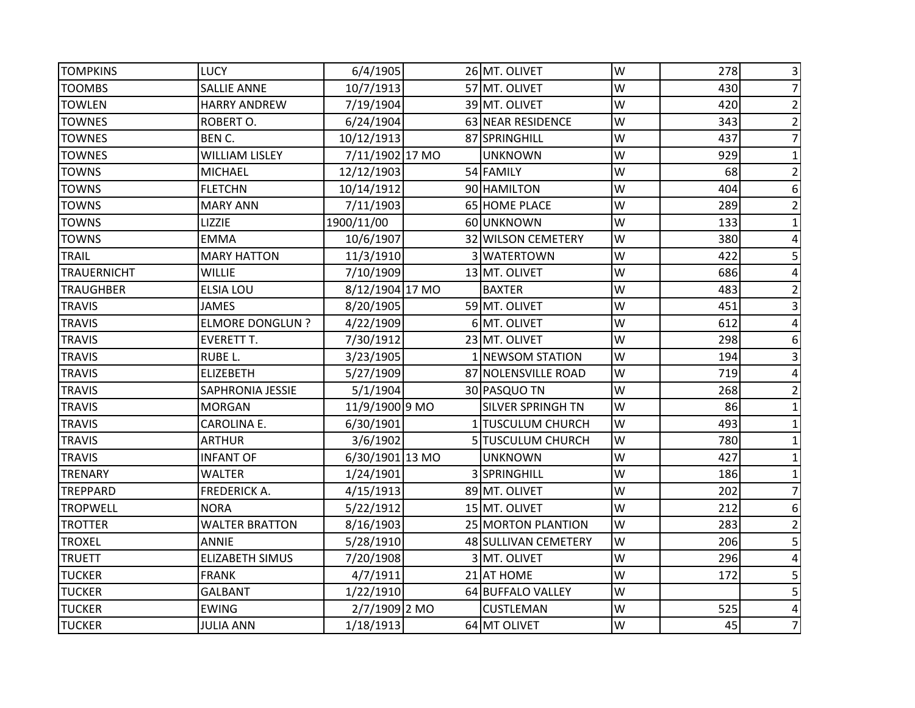| | | | | | | | | |
|---|---|---|---|---|---|---|---|---|
| TOMPKINS | LUCY | 6/4/1905 | | 26 | MT. OLIVET | W | 278 | 3 |
| TOOMBS | SALLIE ANNE | 10/7/1913 | | 57 | MT. OLIVET | W | 430 | 7 |
| TOWLEN | HARRY ANDREW | 7/19/1904 | | 39 | MT. OLIVET | W | 420 | 2 |
| TOWNES | ROBERT O. | 6/24/1904 | | 63 | NEAR RESIDENCE | W | 343 | 2 |
| TOWNES | BEN C. | 10/12/1913 | | 87 | SPRINGHILL | W | 437 | 7 |
| TOWNES | WILLIAM LISLEY | 7/11/1902 | 17 MO | | UNKNOWN | W | 929 | 1 |
| TOWNS | MICHAEL | 12/12/1903 | | 54 | FAMILY | W | 68 | 2 |
| TOWNS | FLETCHN | 10/14/1912 | | 90 | HAMILTON | W | 404 | 6 |
| TOWNS | MARY ANN | 7/11/1903 | | 65 | HOME PLACE | W | 289 | 2 |
| TOWNS | LIZZIE | 1900/11/00 | | 60 | UNKNOWN | W | 133 | 1 |
| TOWNS | EMMA | 10/6/1907 | | 32 | WILSON CEMETERY | W | 380 | 4 |
| TRAIL | MARY HATTON | 11/3/1910 | | 3 | WATERTOWN | W | 422 | 5 |
| TRAUERNICHT | WILLIE | 7/10/1909 | | 13 | MT. OLIVET | W | 686 | 4 |
| TRAUGHBER | ELSIA LOU | 8/12/1904 | 17 MO | | BAXTER | W | 483 | 2 |
| TRAVIS | JAMES | 8/20/1905 | | 59 | MT. OLIVET | W | 451 | 3 |
| TRAVIS | ELMORE DONGLUN ? | 4/22/1909 | | 6 | MT. OLIVET | W | 612 | 4 |
| TRAVIS | EVERETT T. | 7/30/1912 | | 23 | MT. OLIVET | W | 298 | 6 |
| TRAVIS | RUBE L. | 3/23/1905 | | 1 | NEWSOM STATION | W | 194 | 3 |
| TRAVIS | ELIZEBETH | 5/27/1909 | | 87 | NOLENSVILLE ROAD | W | 719 | 4 |
| TRAVIS | SAPHRONIA JESSIE | 5/1/1904 | | 30 | PASQUO TN | W | 268 | 2 |
| TRAVIS | MORGAN | 11/9/1900 | 9 MO | | SILVER SPRINGH TN | W | 86 | 1 |
| TRAVIS | CAROLINA E. | 6/30/1901 | | 1 | TUSCULUM CHURCH | W | 493 | 1 |
| TRAVIS | ARTHUR | 3/6/1902 | | 5 | TUSCULUM CHURCH | W | 780 | 1 |
| TRAVIS | INFANT OF | 6/30/1901 | 13 MO | | UNKNOWN | W | 427 | 1 |
| TRENARY | WALTER | 1/24/1901 | | 3 | SPRINGHILL | W | 186 | 1 |
| TREPPARD | FREDERICK A. | 4/15/1913 | | 89 | MT. OLIVET | W | 202 | 7 |
| TROPWELL | NORA | 5/22/1912 | | 15 | MT. OLIVET | W | 212 | 6 |
| TROTTER | WALTER BRATTON | 8/16/1903 | | 25 | MORTON PLANTION | W | 283 | 2 |
| TROXEL | ANNIE | 5/28/1910 | | 48 | SULLIVAN CEMETERY | W | 206 | 5 |
| TRUETT | ELIZABETH SIMUS | 7/20/1908 | | 3 | MT. OLIVET | W | 296 | 4 |
| TUCKER | FRANK | 4/7/1911 | | 21 | AT HOME | W | 172 | 5 |
| TUCKER | GALBANT | 1/22/1910 | | 64 | BUFFALO VALLEY | W | | 5 |
| TUCKER | EWING | 2/7/1909 | 2 MO | | CUSTLEMAN | W | 525 | 4 |
| TUCKER | JULIA ANN | 1/18/1913 | | 64 | MT OLIVET | W | 45 | 7 |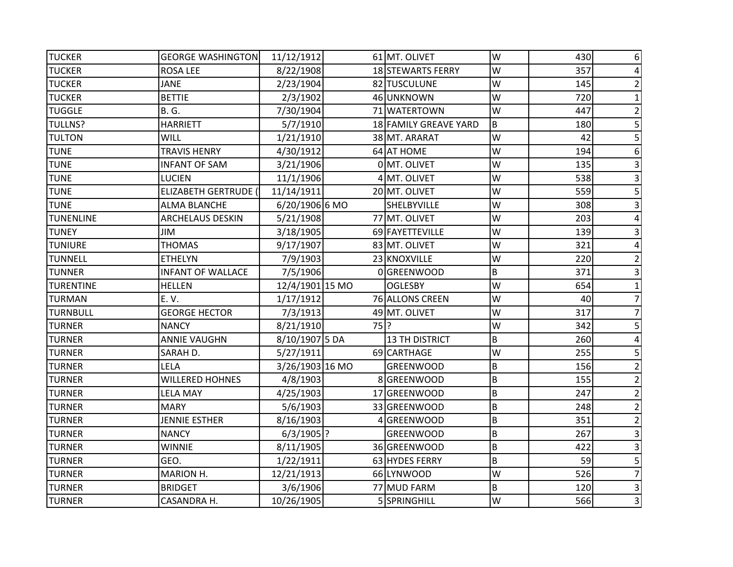| | | | | | | | |
|---|---|---|---|---|---|---|---|
| TUCKER | GEORGE WASHINGTON | 11/12/1912 | 61 | MT. OLIVET | W | 430 | 6 |
| TUCKER | ROSA LEE | 8/22/1908 | 18 | STEWARTS FERRY | W | 357 | 4 |
| TUCKER | JANE | 2/23/1904 | 82 | TUSCULUNE | W | 145 | 2 |
| TUCKER | BETTIE | 2/3/1902 | 46 | UNKNOWN | W | 720 | 1 |
| TUGGLE | B. G. | 7/30/1904 | 71 | WATERTOWN | W | 447 | 2 |
| TULLNS? | HARRIETT | 5/7/1910 | 18 | FAMILY GREAVE YARD | B | 180 | 5 |
| TULTON | WILL | 1/21/1910 | 38 | MT. ARARAT | W | 42 | 5 |
| TUNE | TRAVIS HENRY | 4/30/1912 | 64 | AT HOME | W | 194 | 6 |
| TUNE | INFANT OF SAM | 3/21/1906 | 0 | MT. OLIVET | W | 135 | 3 |
| TUNE | LUCIEN | 11/1/1906 | 4 | MT. OLIVET | W | 538 | 3 |
| TUNE | ELIZABETH GERTRUDE ( | 11/14/1911 | 20 | MT. OLIVET | W | 559 | 5 |
| TUNE | ALMA BLANCHE | 6/20/1906 | 6 MO | SHELBYVILLE | W | 308 | 3 |
| TUNENLINE | ARCHELAUS DESKIN | 5/21/1908 | 77 | MT. OLIVET | W | 203 | 4 |
| TUNEY | JIM | 3/18/1905 | 69 | FAYETTEVILLE | W | 139 | 3 |
| TUNIURE | THOMAS | 9/17/1907 | 83 | MT. OLIVET | W | 321 | 4 |
| TUNNELL | ETHELYN | 7/9/1903 | 23 | KNOXVILLE | W | 220 | 2 |
| TUNNER | INFANT OF WALLACE | 7/5/1906 | 0 | GREENWOOD | B | 371 | 3 |
| TURENTINE | HELLEN | 12/4/1901 | 15 MO | OGLESBY | W | 654 | 1 |
| TURMAN | E. V. | 1/17/1912 | 76 | ALLONS CREEN | W | 40 | 7 |
| TURNBULL | GEORGE HECTOR | 7/3/1913 | 49 | MT. OLIVET | W | 317 | 7 |
| TURNER | NANCY | 8/21/1910 | 75 | ? | W | 342 | 5 |
| TURNER | ANNIE VAUGHN | 8/10/1907 | 5 DA | 13 TH DISTRICT | B | 260 | 4 |
| TURNER | SARAH D. | 5/27/1911 | 69 | CARTHAGE | W | 255 | 5 |
| TURNER | LELA | 3/26/1903 | 16 MO | GREENWOOD | B | 156 | 2 |
| TURNER | WILLERED HOHNES | 4/8/1903 | 8 | GREENWOOD | B | 155 | 2 |
| TURNER | LELA MAY | 4/25/1903 | 17 | GREENWOOD | B | 247 | 2 |
| TURNER | MARY | 5/6/1903 | 33 | GREENWOOD | B | 248 | 2 |
| TURNER | JENNIE ESTHER | 8/16/1903 | 4 | GREENWOOD | B | 351 | 2 |
| TURNER | NANCY | 6/3/1905 | ? | GREENWOOD | B | 267 | 3 |
| TURNER | WINNIE | 8/11/1905 | 36 | GREENWOOD | B | 422 | 3 |
| TURNER | GEO. | 1/22/1911 | 63 | HYDES FERRY | B | 59 | 5 |
| TURNER | MARION H. | 12/21/1913 | 66 | LYNWOOD | W | 526 | 7 |
| TURNER | BRIDGET | 3/6/1906 | 77 | MUD FARM | B | 120 | 3 |
| TURNER | CASANDRA H. | 10/26/1905 | 5 | SPRINGHILL | W | 566 | 3 |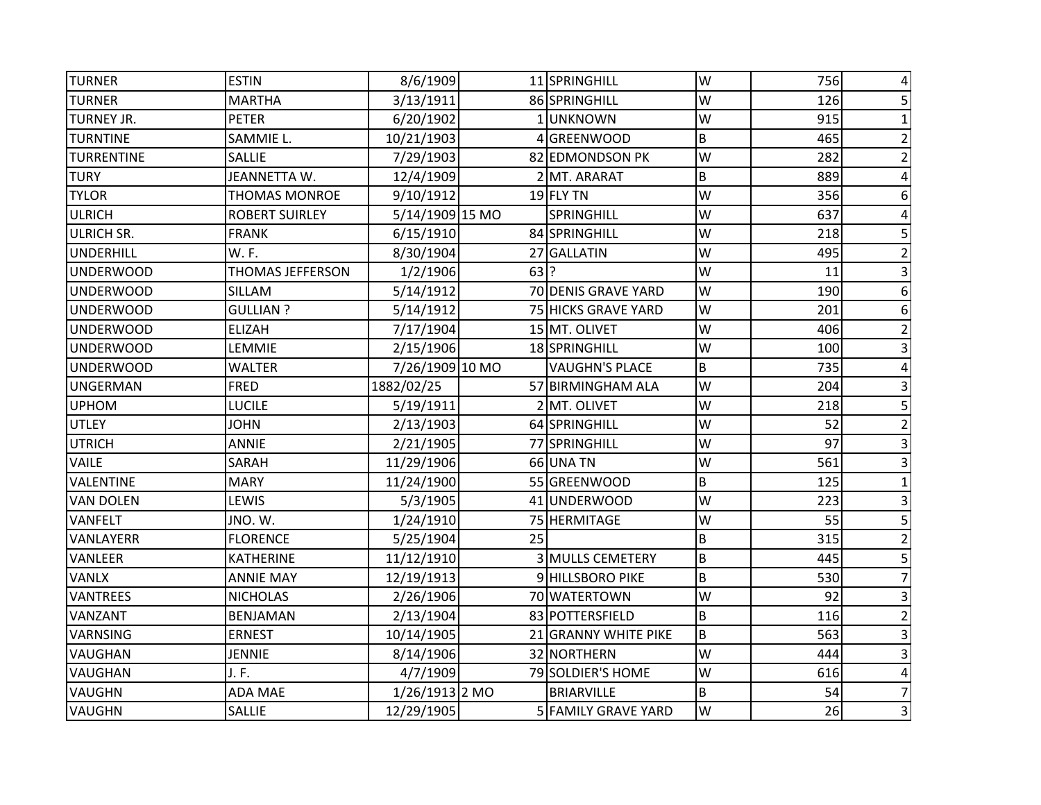| | | | | | | | |
|---|---|---|---|---|---|---|---|
| TURNER | ESTIN | 8/6/1909 | 11 | SPRINGHILL | W | 756 | 4 |
| TURNER | MARTHA | 3/13/1911 | 86 | SPRINGHILL | W | 126 | 5 |
| TURNEY JR. | PETER | 6/20/1902 | 1 | UNKNOWN | W | 915 | 1 |
| TURNTINE | SAMMIE L. | 10/21/1903 | 4 | GREENWOOD | B | 465 | 2 |
| TURRENTINE | SALLIE | 7/29/1903 | 82 | EDMONDSON PK | W | 282 | 2 |
| TURY | JEANNETTA W. | 12/4/1909 | 2 | MT. ARARAT | B | 889 | 4 |
| TYLOR | THOMAS MONROE | 9/10/1912 | 19 | FLY TN | W | 356 | 6 |
| ULRICH | ROBERT SUIRLEY | 5/14/1909 | 15 MO | SPRINGHILL | W | 637 | 4 |
| ULRICH SR. | FRANK | 6/15/1910 | 84 | SPRINGHILL | W | 218 | 5 |
| UNDERHILL | W. F. | 8/30/1904 | 27 | GALLATIN | W | 495 | 2 |
| UNDERWOOD | THOMAS JEFFERSON | 1/2/1906 | 63 | ? | W | 11 | 3 |
| UNDERWOOD | SILLAM | 5/14/1912 | 70 | DENIS GRAVE YARD | W | 190 | 6 |
| UNDERWOOD | GULLIAN ? | 5/14/1912 | 75 | HICKS GRAVE YARD | W | 201 | 6 |
| UNDERWOOD | ELIZAH | 7/17/1904 | 15 | MT. OLIVET | W | 406 | 2 |
| UNDERWOOD | LEMMIE | 2/15/1906 | 18 | SPRINGHILL | W | 100 | 3 |
| UNDERWOOD | WALTER | 7/26/1909 | 10 MO | VAUGHN'S PLACE | B | 735 | 4 |
| UNGERMAN | FRED | 1882/02/25 | 57 | BIRMINGHAM ALA | W | 204 | 3 |
| UPHOM | LUCILE | 5/19/1911 | 2 | MT. OLIVET | W | 218 | 5 |
| UTLEY | JOHN | 2/13/1903 | 64 | SPRINGHILL | W | 52 | 2 |
| UTRICH | ANNIE | 2/21/1905 | 77 | SPRINGHILL | W | 97 | 3 |
| VAILE | SARAH | 11/29/1906 | 66 | UNA TN | W | 561 | 3 |
| VALENTINE | MARY | 11/24/1900 | 55 | GREENWOOD | B | 125 | 1 |
| VAN DOLEN | LEWIS | 5/3/1905 | 41 | UNDERWOOD | W | 223 | 3 |
| VANFELT | JNO. W. | 1/24/1910 | 75 | HERMITAGE | W | 55 | 5 |
| VANLAYERR | FLORENCE | 5/25/1904 | 25 | | B | 315 | 2 |
| VANLEER | KATHERINE | 11/12/1910 | 3 | MULLS CEMETERY | B | 445 | 5 |
| VANLX | ANNIE MAY | 12/19/1913 | 9 | HILLSBORO PIKE | B | 530 | 7 |
| VANTREES | NICHOLAS | 2/26/1906 | 70 | WATERTOWN | W | 92 | 3 |
| VANZANT | BENJAMAN | 2/13/1904 | 83 | POTTERSFIELD | B | 116 | 2 |
| VARNSING | ERNEST | 10/14/1905 | 21 | GRANNY WHITE PIKE | B | 563 | 3 |
| VAUGHAN | JENNIE | 8/14/1906 | 32 | NORTHERN | W | 444 | 3 |
| VAUGHAN | J. F. | 4/7/1909 | 79 | SOLDIER'S HOME | W | 616 | 4 |
| VAUGHN | ADA MAE | 1/26/1913 | 2 MO | BRIARVILLE | B | 54 | 7 |
| VAUGHN | SALLIE | 12/29/1905 | 5 | FAMILY GRAVE YARD | W | 26 | 3 |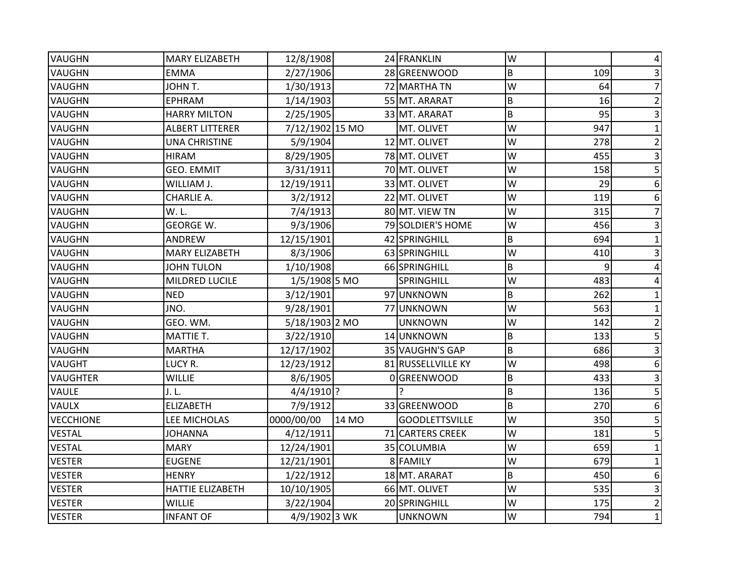| | | | | | | | |
|---|---|---|---|---|---|---|---|
| VAUGHN | MARY ELIZABETH | 12/8/1908 | 24 | FRANKLIN | W | | 4 |
| VAUGHN | EMMA | 2/27/1906 | 28 | GREENWOOD | B | 109 | 3 |
| VAUGHN | JOHN T. | 1/30/1913 | 72 | MARTHA TN | W | 64 | 7 |
| VAUGHN | EPHRAM | 1/14/1903 | 55 | MT. ARARAT | B | 16 | 2 |
| VAUGHN | HARRY MILTON | 2/25/1905 | 33 | MT. ARARAT | B | 95 | 3 |
| VAUGHN | ALBERT LITTERER | 7/12/1902 | 15 MO | MT. OLIVET | W | 947 | 1 |
| VAUGHN | UNA CHRISTINE | 5/9/1904 | 12 | MT. OLIVET | W | 278 | 2 |
| VAUGHN | HIRAM | 8/29/1905 | 78 | MT. OLIVET | W | 455 | 3 |
| VAUGHN | GEO. EMMIT | 3/31/1911 | 70 | MT. OLIVET | W | 158 | 5 |
| VAUGHN | WILLIAM J. | 12/19/1911 | 33 | MT. OLIVET | W | 29 | 6 |
| VAUGHN | CHARLIE A. | 3/2/1912 | 22 | MT. OLIVET | W | 119 | 6 |
| VAUGHN | W. L. | 7/4/1913 | 80 | MT. VIEW TN | W | 315 | 7 |
| VAUGHN | GEORGE W. | 9/3/1906 | 79 | SOLDIER'S HOME | W | 456 | 3 |
| VAUGHN | ANDREW | 12/15/1901 | 42 | SPRINGHILL | B | 694 | 1 |
| VAUGHN | MARY ELIZABETH | 8/3/1906 | 63 | SPRINGHILL | W | 410 | 3 |
| VAUGHN | JOHN TULON | 1/10/1908 | 66 | SPRINGHILL | B | 9 | 4 |
| VAUGHN | MILDRED LUCILE | 1/5/1908 | 5 MO | SPRINGHILL | W | 483 | 4 |
| VAUGHN | NED | 3/12/1901 | 97 | UNKNOWN | B | 262 | 1 |
| VAUGHN | JNO. | 9/28/1901 | 77 | UNKNOWN | W | 563 | 1 |
| VAUGHN | GEO. WM. | 5/18/1903 | 2 MO | UNKNOWN | W | 142 | 2 |
| VAUGHN | MATTIE T. | 3/22/1910 | 14 | UNKNOWN | B | 133 | 5 |
| VAUGHN | MARTHA | 12/17/1902 | 35 | VAUGHN'S GAP | B | 686 | 3 |
| VAUGHT | LUCY R. | 12/23/1912 | 81 | RUSSELLVILLE KY | W | 498 | 6 |
| VAUGHTER | WILLIE | 8/6/1905 | 0 | GREENWOOD | B | 433 | 3 |
| VAULE | J. L. | 4/4/1910 | ? | ? | B | 136 | 5 |
| VAULX | ELIZABETH | 7/9/1912 | 33 | GREENWOOD | B | 270 | 6 |
| VECCHIONE | LEE MICHOLAS | 0000/00/00 | 14 MO | GOODLETTSVILLE | W | 350 | 5 |
| VESTAL | JOHANNA | 4/12/1911 | 71 | CARTERS CREEK | W | 181 | 5 |
| VESTAL | MARY | 12/24/1901 | 35 | COLUMBIA | W | 659 | 1 |
| VESTER | EUGENE | 12/21/1901 | 8 | FAMILY | W | 679 | 1 |
| VESTER | HENRY | 1/22/1912 | 18 | MT. ARARAT | B | 450 | 6 |
| VESTER | HATTIE ELIZABETH | 10/10/1905 | 66 | MT. OLIVET | W | 535 | 3 |
| VESTER | WILLIE | 3/22/1904 | 20 | SPRINGHILL | W | 175 | 2 |
| VESTER | INFANT OF | 4/9/1902 | 3 WK | UNKNOWN | W | 794 | 1 |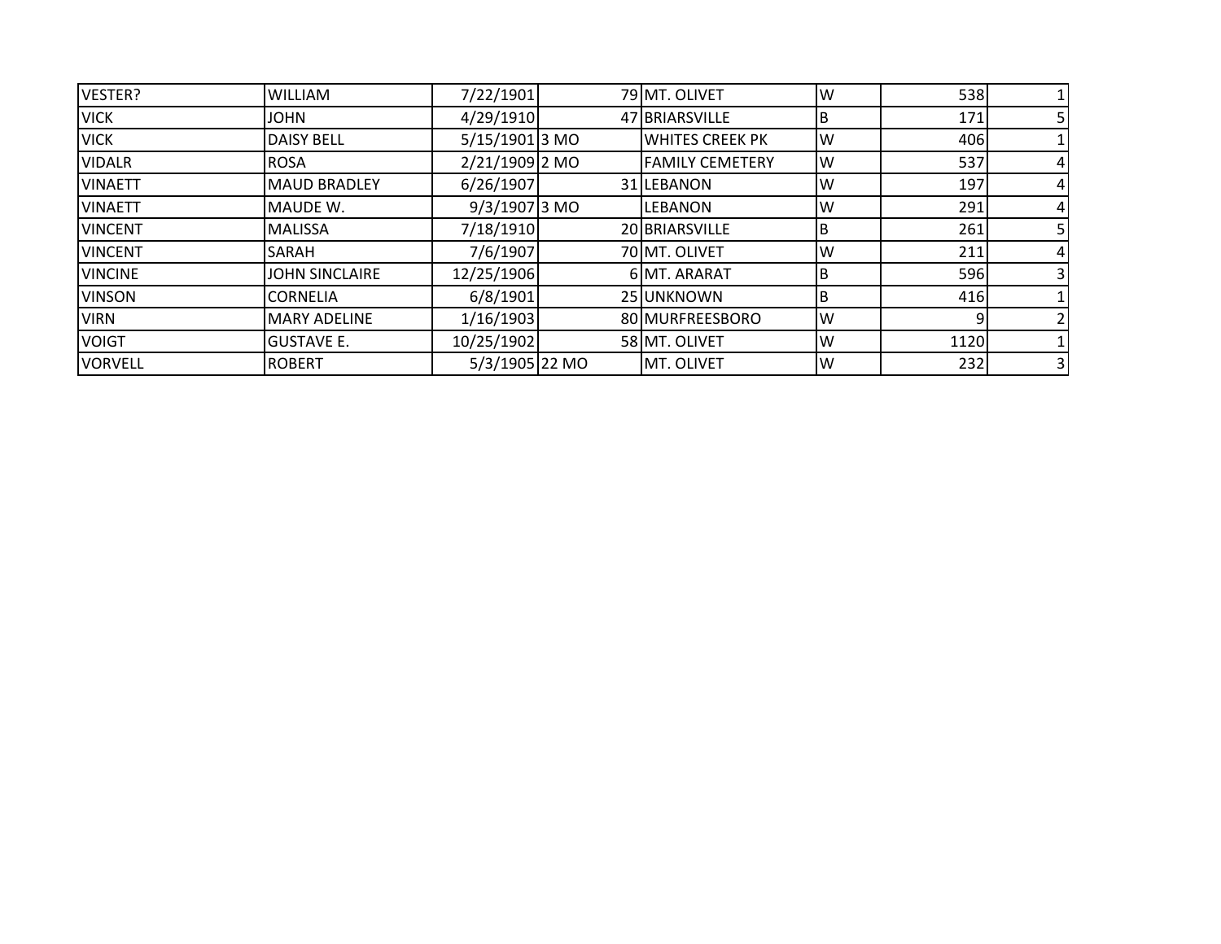| | | | | | | | | |
|---|---|---|---|---|---|---|---|---|
| VESTER? | WILLIAM | 7/22/1901 | | 79 | MT. OLIVET | W | 538 | 1 |
| VICK | JOHN | 4/29/1910 | | 47 | BRIARSVILLE | B | 171 | 5 |
| VICK | DAISY BELL | 5/15/1901 | 3 MO | | WHITES CREEK PK | W | 406 | 1 |
| VIDALR | ROSA | 2/21/1909 | 2 MO | | FAMILY CEMETERY | W | 537 | 4 |
| VINAETT | MAUD BRADLEY | 6/26/1907 | | 31 | LEBANON | W | 197 | 4 |
| VINAETT | MAUDE W. | 9/3/1907 | 3 MO | | LEBANON | W | 291 | 4 |
| VINCENT | MALISSA | 7/18/1910 | | 20 | BRIARSVILLE | B | 261 | 5 |
| VINCENT | SARAH | 7/6/1907 | | 70 | MT. OLIVET | W | 211 | 4 |
| VINCINE | JOHN SINCLAIRE | 12/25/1906 | | 6 | MT. ARARAT | B | 596 | 3 |
| VINSON | CORNELIA | 6/8/1901 | | 25 | UNKNOWN | B | 416 | 1 |
| VIRN | MARY ADELINE | 1/16/1903 | | 80 | MURFREESBORO | W | 9 | 2 |
| VOIGT | GUSTAVE E. | 10/25/1902 | | 58 | MT. OLIVET | W | 1120 | 1 |
| VORVELL | ROBERT | 5/3/1905 | 22 MO | | MT. OLIVET | W | 232 | 3 |